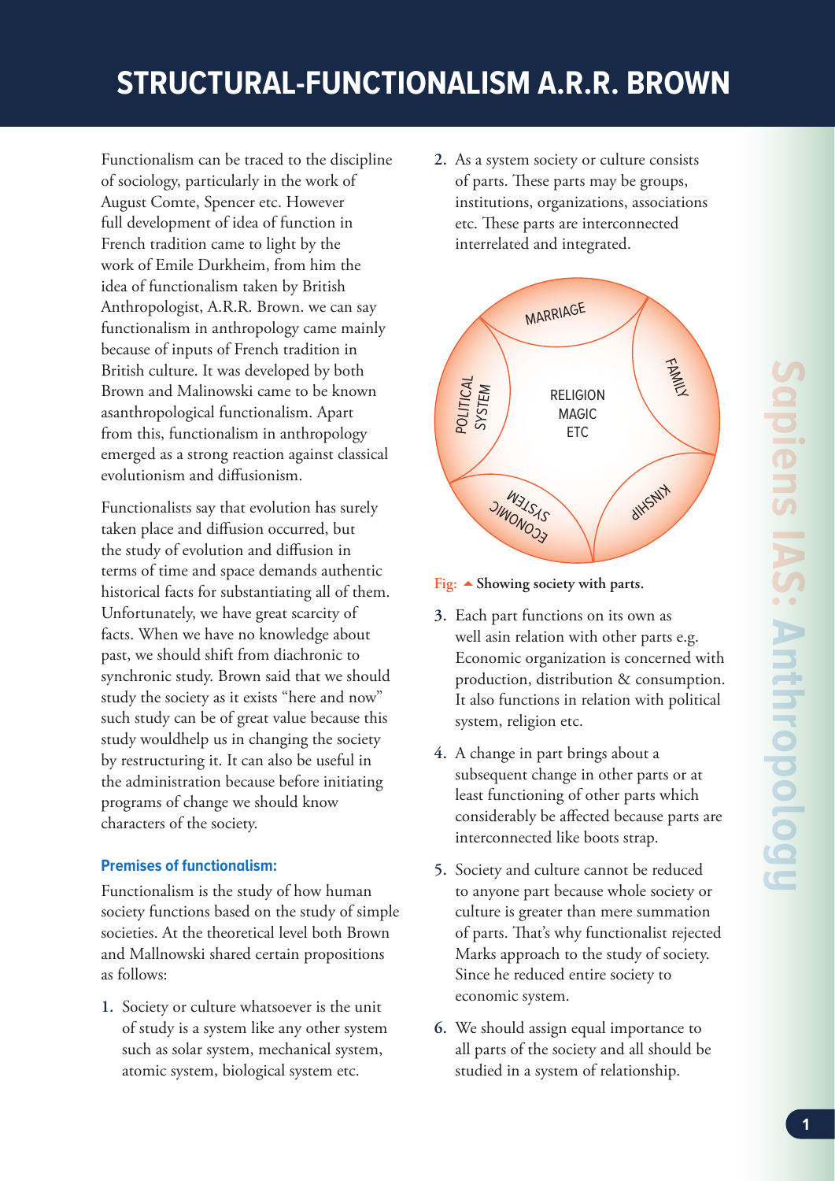# STRUCTURAL-FUNCTIONALISM A.R.R. BROWN

Functionalism can be traced to the discipline of sociology, particularly in the work of August Comte, Spencer etc. However full development of idea of function in French tradition came to light by the work of Emile Durkheim, from him the idea of functionalism taken by British Anthropologist, A.R.R. Brown. we can say functionalism in anthropology came mainly because of inputs of French tradition in British culture. It was developed by both Brown and Malinowski came to be known asanthropological functionalism. Apart from this, functionalism in anthropology emerged as a strong reaction against classical evolutionism and diffusionism.

Functionalists say that evolution has surely taken place and diffusion occurred, but the study of evolution and diffusion in terms of time and space demands authentic historical facts for substantiating all of them. Unfortunately, we have great scarcity of facts. When we have no knowledge about past, we should shift from diachronic to synchronic study. Brown said that we should study the society as it exists "here and now" such study can be of great value because this study wouldhelp us in changing the society by restructuring it. It can also be useful in the administration because before initiating programs of change we should know characters of the society.

### Premises of functionalism:

Functionalism is the study of how human society functions based on the study of simple societies. At the theoretical level both Brown and Mallnowski shared certain propositions as follows:

1. Society or culture whatsoever is the unit of study is a system like any other system such as solar system, mechanical system, atomic system, biological system etc.
2. As a system society or culture consists of parts. These parts may be groups, institutions, organizations, associations etc. These parts are interconnected interrelated and integrated.

MARRIAGE, FAMILY, KINSHIP, ECONOMIC SYSTEM, POLITICAL SYSTEM, RELIGION MAGIC ETC

Fig: ▲ Showing society with parts.

3. Each part functions on its own as well asin relation with other parts e.g. Economic organization is concerned with production, distribution & consumption. It also functions in relation with political system, religion etc.
4. A change in part brings about a subsequent change in other parts or at least functioning of other parts which considerably be affected because parts are interconnected like boots strap.
5. Society and culture cannot be reduced to anyone part because whole society or culture is greater than mere summation of parts. That's why functionalist rejected Marks approach to the study of society. Since he reduced entire society to economic system.
6. We should assign equal importance to all parts of the society and all should be studied in a system of relationship.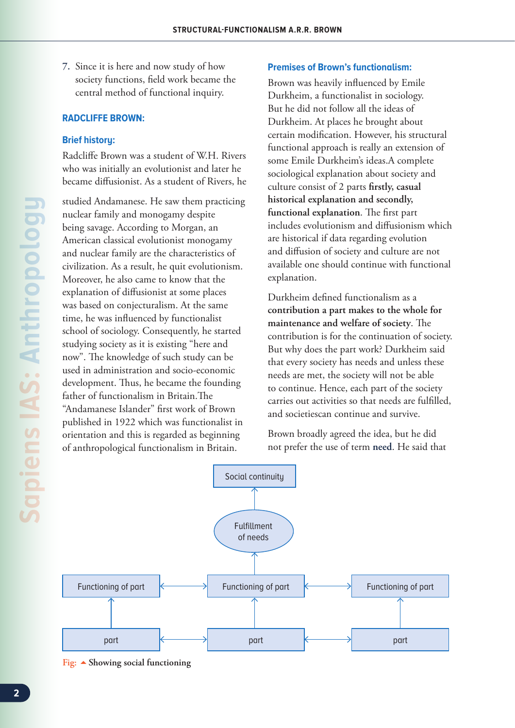7. Since it is here and now study of how society functions, field work became the central method of functional inquiry.

## RADCLIFFE BROWN:

### Brief history:

Radcliffe Brown was a student of W.H. Rivers who was initially an evolutionist and later he became diffusionist. As a student of Rivers, he studied Andamanese. He saw them practicing nuclear family and monogamy despite being savage. According to Morgan, an American classical evolutionist monogamy and nuclear family are the characteristics of civilization. As a result, he quit evolutionism. Moreover, he also came to know that the explanation of diffusionist at some places was based on conjecturalism. At the same time, he was influenced by functionalist school of sociology. Consequently, he started studying society as it is existing "here and now". The knowledge of such study can be used in administration and socio-economic development. Thus, he became the founding father of functionalism in Britain.The "Andamanese Islander" first work of Brown published in 1922 which was functionalist in orientation and this is regarded as beginning of anthropological functionalism in Britain.

### Premises of Brown's functionalism:

Brown was heavily influenced by Emile Durkheim, a functionalist in sociology. But he did not follow all the ideas of Durkheim. At places he brought about certain modification. However, his structural functional approach is really an extension of some Emile Durkheim's ideas.A complete sociological explanation about society and culture consist of 2 parts **firstly, casual historical explanation and secondly, functional explanation**. The first part includes evolutionism and diffusionism which are historical if data regarding evolution and diffusion of society and culture are not available one should continue with functional explanation.

Durkheim defined functionalism as a **contribution a part makes to the whole for maintenance and welfare of society**. The contribution is for the continuation of society. But why does the part work? Durkheim said that every society has needs and unless these needs are met, the society will not be able to continue. Hence, each part of the society carries out activities so that needs are fulfilled, and societiescan continue and survive.

Brown broadly agreed the idea, but he did not prefer the use of term **need**. He said that

Social continuity ↑ Fulfillment of needs ↑ Functioning of part ↔ Functioning of part ↔ Functioning of part; each ↑ from part ↔ part ↔ part

Fig: ▲ Showing social functioning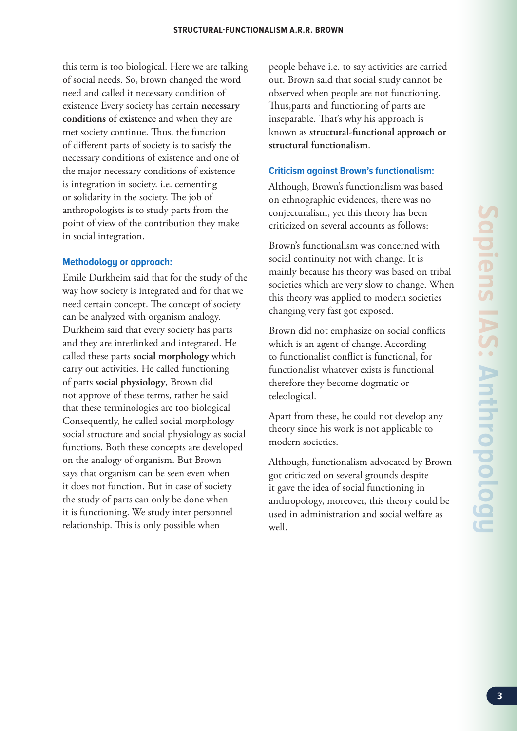this term is too biological. Here we are talking of social needs. So, brown changed the word need and called it necessary condition of existence Every society has certain **necessary conditions of existence** and when they are met society continue. Thus, the function of different parts of society is to satisfy the necessary conditions of existence and one of the major necessary conditions of existence is integration in society. i.e. cementing or solidarity in the society. The job of anthropologists is to study parts from the point of view of the contribution they make in social integration.

### Methodology or approach:

Emile Durkheim said that for the study of the way how society is integrated and for that we need certain concept. The concept of society can be analyzed with organism analogy. Durkheim said that every society has parts and they are interlinked and integrated. He called these parts **social morphology** which carry out activities. He called functioning of parts **social physiology**, Brown did not approve of these terms, rather he said that these terminologies are too biological Consequently, he called social morphology social structure and social physiology as social functions. Both these concepts are developed on the analogy of organism. But Brown says that organism can be seen even when it does not function. But in case of society the study of parts can only be done when it is functioning. We study inter personnel relationship. This is only possible when people behave i.e. to say activities are carried out. Brown said that social study cannot be observed when people are not functioning. Thus,parts and functioning of parts are inseparable. That's why his approach is known as **structural-functional approach or structural functionalism**.

### Criticism against Brown's functionalism:

Although, Brown's functionalism was based on ethnographic evidences, there was no conjecturalism, yet this theory has been criticized on several accounts as follows:

Brown's functionalism was concerned with social continuity not with change. It is mainly because his theory was based on tribal societies which are very slow to change. When this theory was applied to modern societies changing very fast got exposed.

Brown did not emphasize on social conflicts which is an agent of change. According to functionalist conflict is functional, for functionalist whatever exists is functional therefore they become dogmatic or teleological.

Apart from these, he could not develop any theory since his work is not applicable to modern societies.

Although, functionalism advocated by Brown got criticized on several grounds despite it gave the idea of social functioning in anthropology, moreover, this theory could be used in administration and social welfare as well.